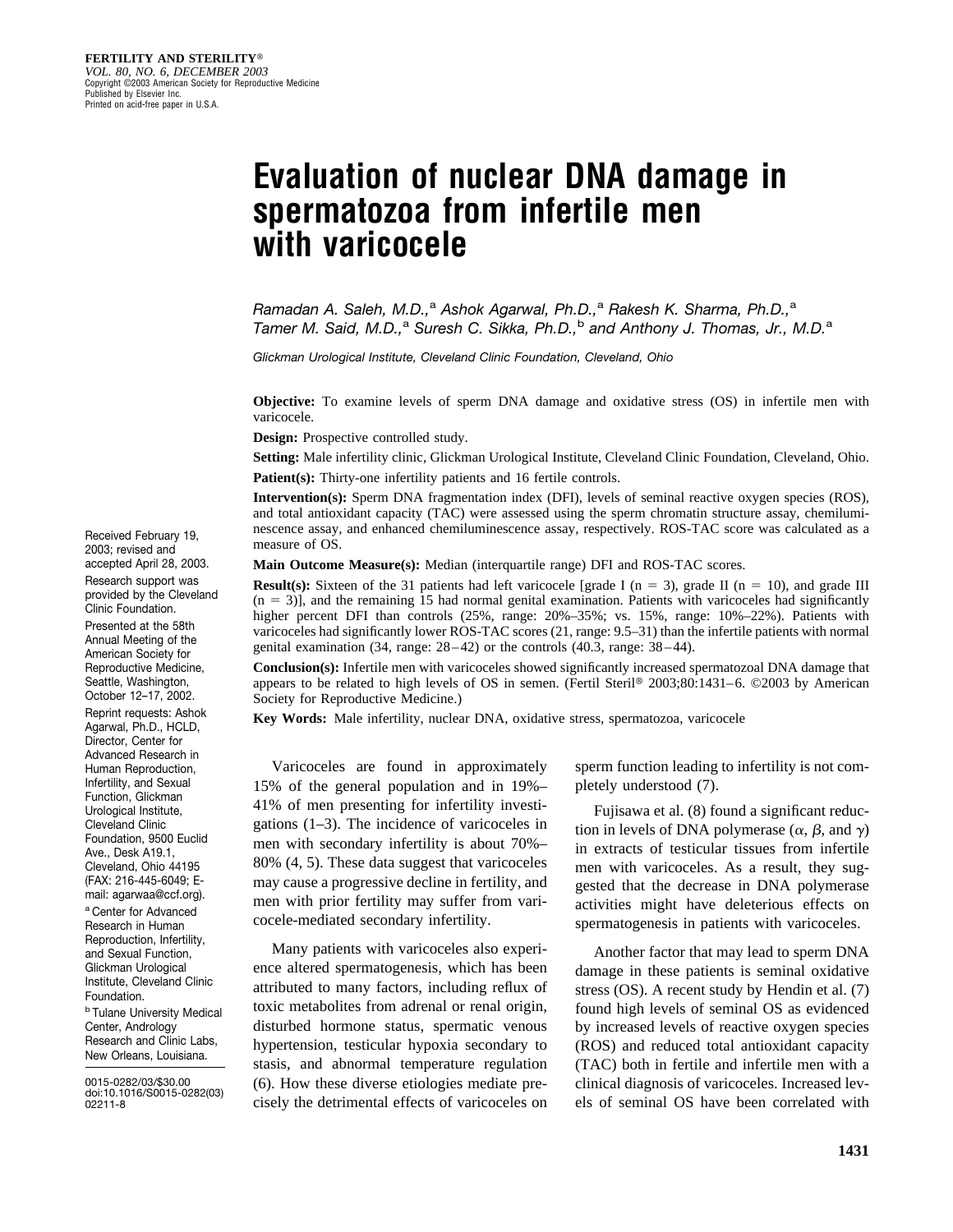FERTILITY AND STERILITY®
*VOL. 80, NO. 6, DECEMBER 2003*
Copyright ©2003 American Society for Reproductive Medicine
Published by Elsevier Inc.
Printed on acid-free paper in U.S.A.

# Evaluation of nuclear DNA damage in spermatozoa from infertile men with varicocele

*Ramadan A. Saleh, M.D.,[a] Ashok Agarwal, Ph.D.,[a] Rakesh K. Sharma, Ph.D.,[a] Tamer M. Said, M.D.,[a] Suresh C. Sikka, Ph.D.,[b] and Anthony J. Thomas, Jr., M.D.[a]*

*Glickman Urological Institute, Cleveland Clinic Foundation, Cleveland, Ohio*

**Objective:** To examine levels of sperm DNA damage and oxidative stress (OS) in infertile men with varicocele.

**Design:** Prospective controlled study.

**Setting:** Male infertility clinic, Glickman Urological Institute, Cleveland Clinic Foundation, Cleveland, Ohio.

**Patient(s):** Thirty-one infertility patients and 16 fertile controls.

**Intervention(s):** Sperm DNA fragmentation index (DFI), levels of seminal reactive oxygen species (ROS), and total antioxidant capacity (TAC) were assessed using the sperm chromatin structure assay, chemiluminescence assay, and enhanced chemiluminescence assay, respectively. ROS-TAC score was calculated as a measure of OS.

**Main Outcome Measure(s):** Median (interquartile range) DFI and ROS-TAC scores.

**Result(s):** Sixteen of the 31 patients had left varicocele [grade I (n = 3), grade II (n = 10), and grade III (n = 3)], and the remaining 15 had normal genital examination. Patients with varicoceles had significantly higher percent DFI than controls (25%, range: 20%–35%; vs. 15%, range: 10%–22%). Patients with varicoceles had significantly lower ROS-TAC scores (21, range: 9.5–31) than the infertile patients with normal genital examination (34, range: 28–42) or the controls (40.3, range: 38–44).

**Conclusion(s):** Infertile men with varicoceles showed significantly increased spermatozoal DNA damage that appears to be related to high levels of OS in semen. (Fertil Steril® 2003;80:1431–6. ©2003 by American Society for Reproductive Medicine.)

**Key Words:** Male infertility, nuclear DNA, oxidative stress, spermatozoa, varicocele

Received February 19, 2003; revised and accepted April 28, 2003.

Research support was provided by the Cleveland Clinic Foundation.

Presented at the 58th Annual Meeting of the American Society for Reproductive Medicine, Seattle, Washington, October 12–17, 2002.

Reprint requests: Ashok Agarwal, Ph.D., HCLD, Director, Center for Advanced Research in Human Reproduction, Infertility, and Sexual Function, Glickman Urological Institute, Cleveland Clinic Foundation, 9500 Euclid Ave., Desk A19.1, Cleveland, Ohio 44195 (FAX: 216-445-6049; E-mail: agarwaa@ccf.org).

[a] Center for Advanced Research in Human Reproduction, Infertility, and Sexual Function, Glickman Urological Institute, Cleveland Clinic Foundation.

[b] Tulane University Medical Center, Andrology Research and Clinic Labs, New Orleans, Louisiana.

0015-0282/03/$30.00
doi:10.1016/S0015-0282(03)02211-8

Varicoceles are found in approximately 15% of the general population and in 19%–41% of men presenting for infertility investigations (1–3). The incidence of varicoceles in men with secondary infertility is about 70%–80% (4, 5). These data suggest that varicoceles may cause a progressive decline in fertility, and men with prior fertility may suffer from varicocele-mediated secondary infertility.

Many patients with varicoceles also experience altered spermatogenesis, which has been attributed to many factors, including reflux of toxic metabolites from adrenal or renal origin, disturbed hormone status, spermatic venous hypertension, testicular hypoxia secondary to stasis, and abnormal temperature regulation (6). How these diverse etiologies mediate precisely the detrimental effects of varicoceles on sperm function leading to infertility is not completely understood (7).

Fujisawa et al. (8) found a significant reduction in levels of DNA polymerase ($\alpha$, $\beta$, and $\gamma$) in extracts of testicular tissues from infertile men with varicoceles. As a result, they suggested that the decrease in DNA polymerase activities might have deleterious effects on spermatogenesis in patients with varicoceles.

Another factor that may lead to sperm DNA damage in these patients is seminal oxidative stress (OS). A recent study by Hendin et al. (7) found high levels of seminal OS as evidenced by increased levels of reactive oxygen species (ROS) and reduced total antioxidant capacity (TAC) both in fertile and infertile men with a clinical diagnosis of varicoceles. Increased levels of seminal OS have been correlated with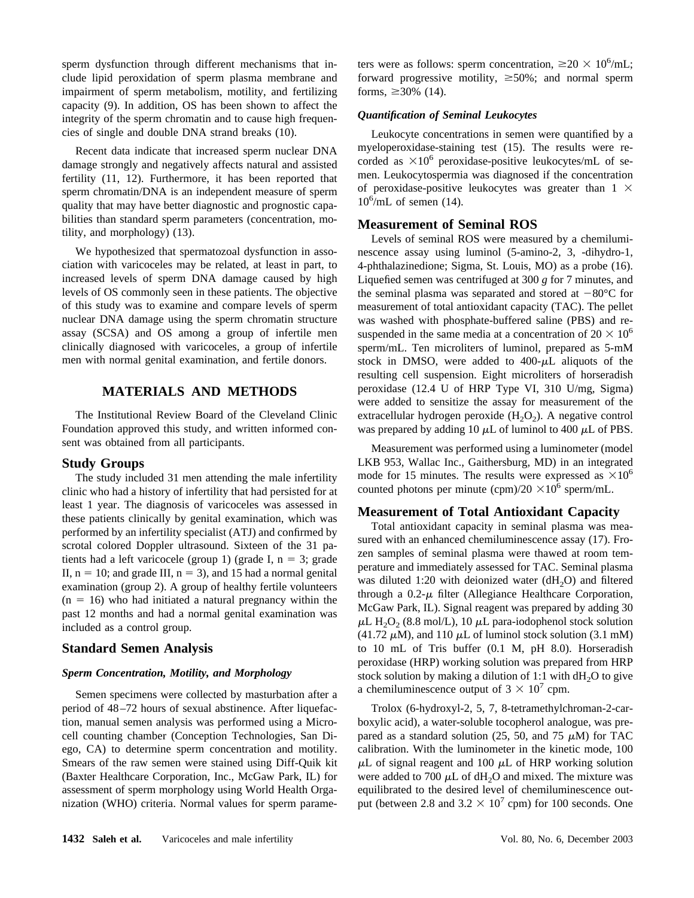sperm dysfunction through different mechanisms that include lipid peroxidation of sperm plasma membrane and impairment of sperm metabolism, motility, and fertilizing capacity (9). In addition, OS has been shown to affect the integrity of the sperm chromatin and to cause high frequencies of single and double DNA strand breaks (10).

Recent data indicate that increased sperm nuclear DNA damage strongly and negatively affects natural and assisted fertility (11, 12). Furthermore, it has been reported that sperm chromatin/DNA is an independent measure of sperm quality that may have better diagnostic and prognostic capabilities than standard sperm parameters (concentration, motility, and morphology) (13).

We hypothesized that spermatozoal dysfunction in association with varicoceles may be related, at least in part, to increased levels of sperm DNA damage caused by high levels of OS commonly seen in these patients. The objective of this study was to examine and compare levels of sperm nuclear DNA damage using the sperm chromatin structure assay (SCSA) and OS among a group of infertile men clinically diagnosed with varicoceles, a group of infertile men with normal genital examination, and fertile donors.

## MATERIALS AND METHODS

The Institutional Review Board of the Cleveland Clinic Foundation approved this study, and written informed consent was obtained from all participants.

### Study Groups

The study included 31 men attending the male infertility clinic who had a history of infertility that had persisted for at least 1 year. The diagnosis of varicoceles was assessed in these patients clinically by genital examination, which was performed by an infertility specialist (ATJ) and confirmed by scrotal colored Doppler ultrasound. Sixteen of the 31 patients had a left varicocele (group 1) (grade I, $n = 3$; grade II, $n = 10$; and grade III, $n = 3$), and 15 had a normal genital examination (group 2). A group of healthy fertile volunteers ($n = 16$) who had initiated a natural pregnancy within the past 12 months and had a normal genital examination was included as a control group.

### Standard Semen Analysis

#### *Sperm Concentration, Motility, and Morphology*

Semen specimens were collected by masturbation after a period of 48–72 hours of sexual abstinence. After liquefaction, manual semen analysis was performed using a Microcell counting chamber (Conception Technologies, San Diego, CA) to determine sperm concentration and motility. Smears of the raw semen were stained using Diff-Quik kit (Baxter Healthcare Corporation, Inc., McGaw Park, IL) for assessment of sperm morphology using World Health Organization (WHO) criteria. Normal values for sperm parameters were as follows: sperm concentration, $\geq 20 \times 10^6$/mL; forward progressive motility, $\geq$50%; and normal sperm forms, $\geq$30% (14).

#### *Quantification of Seminal Leukocytes*

Leukocyte concentrations in semen were quantified by a myeloperoxidase-staining test (15). The results were recorded as $\times 10^6$ peroxidase-positive leukocytes/mL of semen. Leukocytospermia was diagnosed if the concentration of peroxidase-positive leukocytes was greater than $1 \times 10^6$/mL of semen (14).

### Measurement of Seminal ROS

Levels of seminal ROS were measured by a chemiluminescence assay using luminol (5-amino-2, 3, -dihydro-1, 4-phthalazinedione; Sigma, St. Louis, MO) as a probe (16). Liquefied semen was centrifuged at 300 *g* for 7 minutes, and the seminal plasma was separated and stored at $-80°C$ for measurement of total antioxidant capacity (TAC). The pellet was washed with phosphate-buffered saline (PBS) and resuspended in the same media at a concentration of $20 \times 10^6$ sperm/mL. Ten microliters of luminol, prepared as 5-mM stock in DMSO, were added to 400-$\mu$L aliquots of the resulting cell suspension. Eight microliters of horseradish peroxidase (12.4 U of HRP Type VI, 310 U/mg, Sigma) were added to sensitize the assay for measurement of the extracellular hydrogen peroxide ($H_2O_2$). A negative control was prepared by adding 10 $\mu$L of luminol to 400 $\mu$L of PBS.

Measurement was performed using a luminometer (model LKB 953, Wallac Inc., Gaithersburg, MD) in an integrated mode for 15 minutes. The results were expressed as $\times 10^6$ counted photons per minute (cpm)/20 $\times 10^6$ sperm/mL.

### Measurement of Total Antioxidant Capacity

Total antioxidant capacity in seminal plasma was measured with an enhanced chemiluminescence assay (17). Frozen samples of seminal plasma were thawed at room temperature and immediately assessed for TAC. Seminal plasma was diluted 1:20 with deionized water ($dH_2O$) and filtered through a 0.2-$\mu$ filter (Allegiance Healthcare Corporation, McGaw Park, IL). Signal reagent was prepared by adding 30 $\mu$L $H_2O_2$ (8.8 mol/L), 10 $\mu$L para-iodophenol stock solution (41.72 $\mu$M), and 110 $\mu$L of luminol stock solution (3.1 mM) to 10 mL of Tris buffer (0.1 M, pH 8.0). Horseradish peroxidase (HRP) working solution was prepared from HRP stock solution by making a dilution of 1:1 with $dH_2O$ to give a chemiluminescence output of $3 \times 10^7$ cpm.

Trolox (6-hydroxyl-2, 5, 7, 8-tetramethylchroman-2-carboxylic acid), a water-soluble tocopherol analogue, was prepared as a standard solution (25, 50, and 75 $\mu$M) for TAC calibration. With the luminometer in the kinetic mode, 100 $\mu$L of signal reagent and 100 $\mu$L of HRP working solution were added to 700 $\mu$L of $dH_2O$ and mixed. The mixture was equilibrated to the desired level of chemiluminescence output (between 2.8 and $3.2 \times 10^7$ cpm) for 100 seconds. One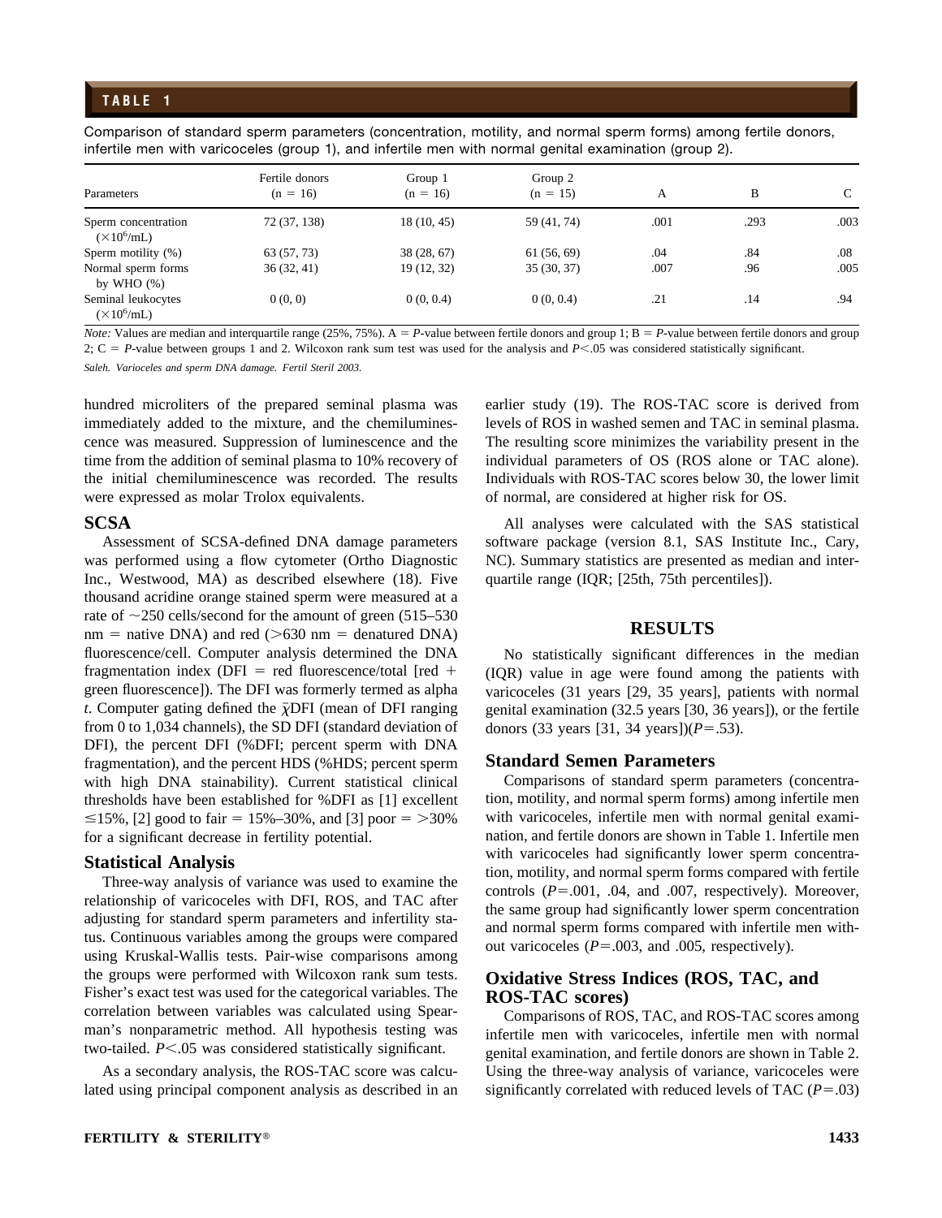## TABLE 1

Comparison of standard sperm parameters (concentration, motility, and normal sperm forms) among fertile donors, infertile men with varicoceles (group 1), and infertile men with normal genital examination (group 2).

| Parameters | Fertile donors (n = 16) | Group 1 (n = 16) | Group 2 (n = 15) | A | B | C |
|---|---|---|---|---|---|---|
| Sperm concentration ($\times 10^6$/mL) | 72 (37, 138) | 18 (10, 45) | 59 (41, 74) | .001 | .293 | .003 |
| Sperm motility (%) | 63 (57, 73) | 38 (28, 67) | 61 (56, 69) | .04 | .84 | .08 |
| Normal sperm forms by WHO (%) | 36 (32, 41) | 19 (12, 32) | 35 (30, 37) | .007 | .96 | .005 |
| Seminal leukocytes ($\times 10^6$/mL) | 0 (0, 0) | 0 (0, 0.4) | 0 (0, 0.4) | .21 | .14 | .94 |

*Note:* Values are median and interquartile range (25%, 75%). A = *P*-value between fertile donors and group 1; B = *P*-value between fertile donors and group 2; C = *P*-value between groups 1 and 2. Wilcoxon rank sum test was used for the analysis and $P<.05$ was considered statistically significant.

*Saleh. Varioceles and sperm DNA damage. Fertil Steril 2003.*

hundred microliters of the prepared seminal plasma was immediately added to the mixture, and the chemiluminescence was measured. Suppression of luminescence and the time from the addition of seminal plasma to 10% recovery of the initial chemiluminescence was recorded. The results were expressed as molar Trolox equivalents.

### SCSA

Assessment of SCSA-defined DNA damage parameters was performed using a flow cytometer (Ortho Diagnostic Inc., Westwood, MA) as described elsewhere (18). Five thousand acridine orange stained sperm were measured at a rate of ~250 cells/second for the amount of green (515–530 nm = native DNA) and red (>630 nm = denatured DNA) fluorescence/cell. Computer analysis determined the DNA fragmentation index (DFI = red fluorescence/total [red + green fluorescence]). The DFI was formerly termed as alpha *t*. Computer gating defined the $\bar{\chi}$DFI (mean of DFI ranging from 0 to 1,034 channels), the SD DFI (standard deviation of DFI), the percent DFI (%DFI; percent sperm with DNA fragmentation), and the percent HDS (%HDS; percent sperm with high DNA stainability). Current statistical clinical thresholds have been established for %DFI as [1] excellent ≤15%, [2] good to fair = 15%–30%, and [3] poor = >30% for a significant decrease in fertility potential.

### Statistical Analysis

Three-way analysis of variance was used to examine the relationship of varicoceles with DFI, ROS, and TAC after adjusting for standard sperm parameters and infertility status. Continuous variables among the groups were compared using Kruskal-Wallis tests. Pair-wise comparisons among the groups were performed with Wilcoxon rank sum tests. Fisher's exact test was used for the categorical variables. The correlation between variables was calculated using Spearman's nonparametric method. All hypothesis testing was two-tailed. $P<.05$ was considered statistically significant.

As a secondary analysis, the ROS-TAC score was calculated using principal component analysis as described in an earlier study (19). The ROS-TAC score is derived from levels of ROS in washed semen and TAC in seminal plasma. The resulting score minimizes the variability present in the individual parameters of OS (ROS alone or TAC alone). Individuals with ROS-TAC scores below 30, the lower limit of normal, are considered at higher risk for OS.

All analyses were calculated with the SAS statistical software package (version 8.1, SAS Institute Inc., Cary, NC). Summary statistics are presented as median and interquartile range (IQR; [25th, 75th percentiles]).

## RESULTS

No statistically significant differences in the median (IQR) value in age were found among the patients with varicoceles (31 years [29, 35 years], patients with normal genital examination (32.5 years [30, 36 years]), or the fertile donors (33 years [31, 34 years])($P=.53$).

### Standard Semen Parameters

Comparisons of standard sperm parameters (concentration, motility, and normal sperm forms) among infertile men with varicoceles, infertile men with normal genital examination, and fertile donors are shown in Table 1. Infertile men with varicoceles had significantly lower sperm concentration, motility, and normal sperm forms compared with fertile controls ($P=.001$, .04, and .007, respectively). Moreover, the same group had significantly lower sperm concentration and normal sperm forms compared with infertile men without varicoceles ($P=.003$, and .005, respectively).

### Oxidative Stress Indices (ROS, TAC, and ROS-TAC scores)

Comparisons of ROS, TAC, and ROS-TAC scores among infertile men with varicoceles, infertile men with normal genital examination, and fertile donors are shown in Table 2. Using the three-way analysis of variance, varicoceles were significantly correlated with reduced levels of TAC ($P=.03$)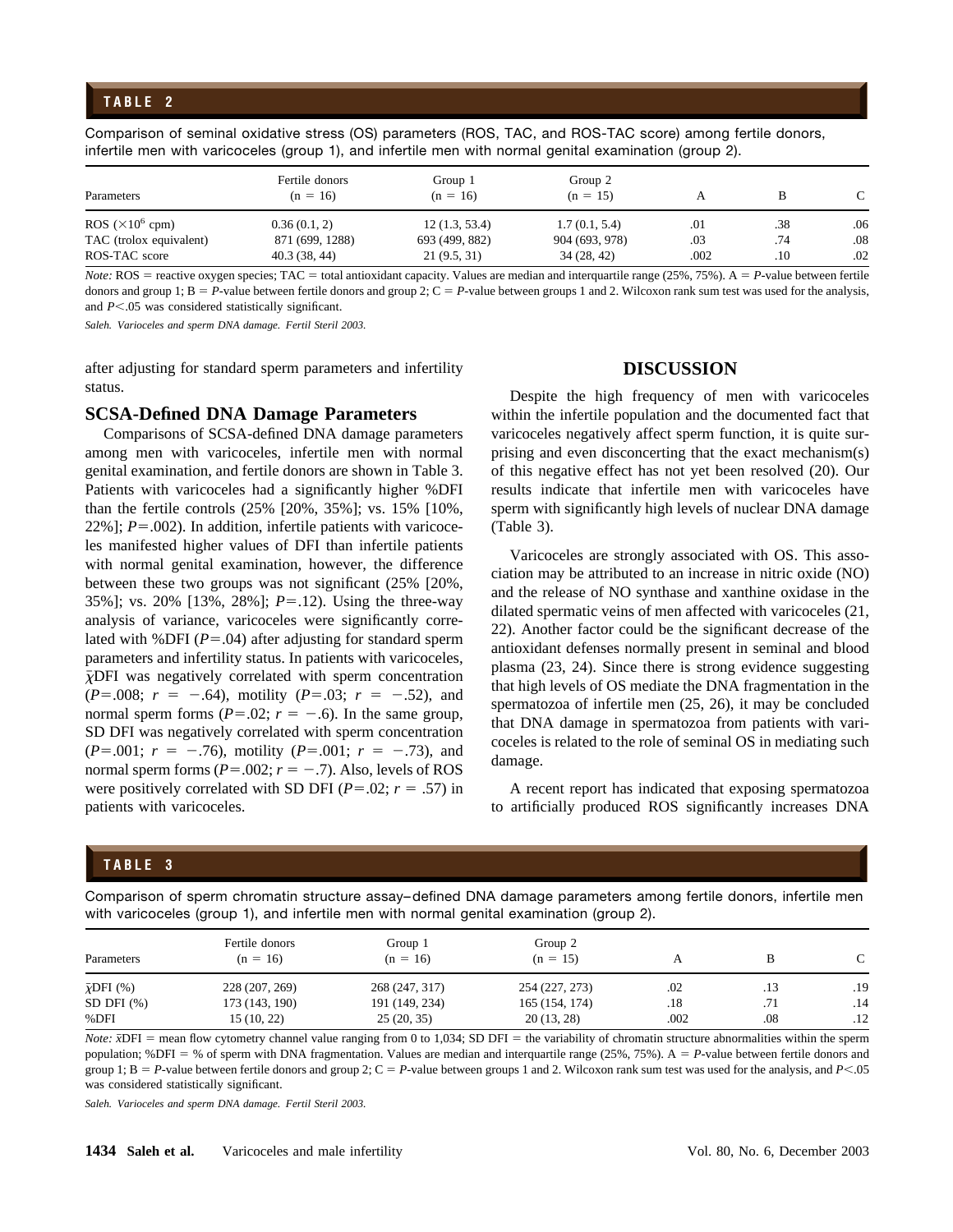**TABLE 2**

Comparison of seminal oxidative stress (OS) parameters (ROS, TAC, and ROS-TAC score) among fertile donors, infertile men with varicoceles (group 1), and infertile men with normal genital examination (group 2).

| Parameters | Fertile donors (n = 16) | Group 1 (n = 16) | Group 2 (n = 15) | A | B | C |
|---|---|---|---|---|---|---|
| ROS ($\times 10^6$ cpm) | 0.36 (0.1, 2) | 12 (1.3, 53.4) | 1.7 (0.1, 5.4) | .01 | .38 | .06 |
| TAC (trolox equivalent) | 871 (699, 1288) | 693 (499, 882) | 904 (693, 978) | .03 | .74 | .08 |
| ROS-TAC score | 40.3 (38, 44) | 21 (9.5, 31) | 34 (28, 42) | .002 | .10 | .02 |

*Note:* ROS = reactive oxygen species; TAC = total antioxidant capacity. Values are median and interquartile range (25%, 75%). A = *P*-value between fertile donors and group 1; B = *P*-value between fertile donors and group 2; C = *P*-value between groups 1 and 2. Wilcoxon rank sum test was used for the analysis, and $P<.05$ was considered statistically significant.

*Saleh. Varioceles and sperm DNA damage. Fertil Steril 2003.*

after adjusting for standard sperm parameters and infertility status.

### SCSA-Defined DNA Damage Parameters

Comparisons of SCSA-defined DNA damage parameters among men with varicoceles, infertile men with normal genital examination, and fertile donors are shown in Table 3. Patients with varicoceles had a significantly higher %DFI than the fertile controls (25% [20%, 35%]; vs. 15% [10%, 22%]; $P=.002$). In addition, infertile patients with varicoceles manifested higher values of DFI than infertile patients with normal genital examination, however, the difference between these two groups was not significant (25% [20%, 35%]; vs. 20% [13%, 28%]; $P=.12$). Using the three-way analysis of variance, varicoceles were significantly correlated with %DFI ($P=.04$) after adjusting for standard sperm parameters and infertility status. In patients with varicoceles, $\bar{\chi}$DFI was negatively correlated with sperm concentration ($P=.008$; $r=-.64$), motility ($P=.03$; $r=-.52$), and normal sperm forms ($P=.02$; $r=-.6$). In the same group, SD DFI was negatively correlated with sperm concentration ($P=.001$; $r=-.76$), motility ($P=.001$; $r=-.73$), and normal sperm forms ($P=.002$; $r=-.7$). Also, levels of ROS were positively correlated with SD DFI ($P=.02$; $r=.57$) in patients with varicoceles.

## DISCUSSION

Despite the high frequency of men with varicoceles within the infertile population and the documented fact that varicoceles negatively affect sperm function, it is quite surprising and even disconcerting that the exact mechanism(s) of this negative effect has not yet been resolved (20). Our results indicate that infertile men with varicoceles have sperm with significantly high levels of nuclear DNA damage (Table 3).

Varicoceles are strongly associated with OS. This association may be attributed to an increase in nitric oxide (NO) and the release of NO synthase and xanthine oxidase in the dilated spermatic veins of men affected with varicoceles (21, 22). Another factor could be the significant decrease of the antioxidant defenses normally present in seminal and blood plasma (23, 24). Since there is strong evidence suggesting that high levels of OS mediate the DNA fragmentation in the spermatozoa of infertile men (25, 26), it may be concluded that DNA damage in spermatozoa from patients with varicoceles is related to the role of seminal OS in mediating such damage.

A recent report has indicated that exposing spermatozoa to artificially produced ROS significantly increases DNA

**TABLE 3**

Comparison of sperm chromatin structure assay–defined DNA damage parameters among fertile donors, infertile men with varicoceles (group 1), and infertile men with normal genital examination (group 2).

| Parameters | Fertile donors (n = 16) | Group 1 (n = 16) | Group 2 (n = 15) | A | B | C |
|---|---|---|---|---|---|---|
| $\bar{\chi}$DFI (%) | 228 (207, 269) | 268 (247, 317) | 254 (227, 273) | .02 | .13 | .19 |
| SD DFI (%) | 173 (143, 190) | 191 (149, 234) | 165 (154, 174) | .18 | .71 | .14 |
| %DFI | 15 (10, 22) | 25 (20, 35) | 20 (13, 28) | .002 | .08 | .12 |

*Note:* $\bar{x}$DFI = mean flow cytometry channel value ranging from 0 to 1,034; SD DFI = the variability of chromatin structure abnormalities within the sperm population; %DFI = % of sperm with DNA fragmentation. Values are median and interquartile range (25%, 75%). A = *P*-value between fertile donors and group 1; B = *P*-value between fertile donors and group 2; C = *P*-value between groups 1 and 2. Wilcoxon rank sum test was used for the analysis, and $P<.05$ was considered statistically significant.

*Saleh. Varioceles and sperm DNA damage. Fertil Steril 2003.*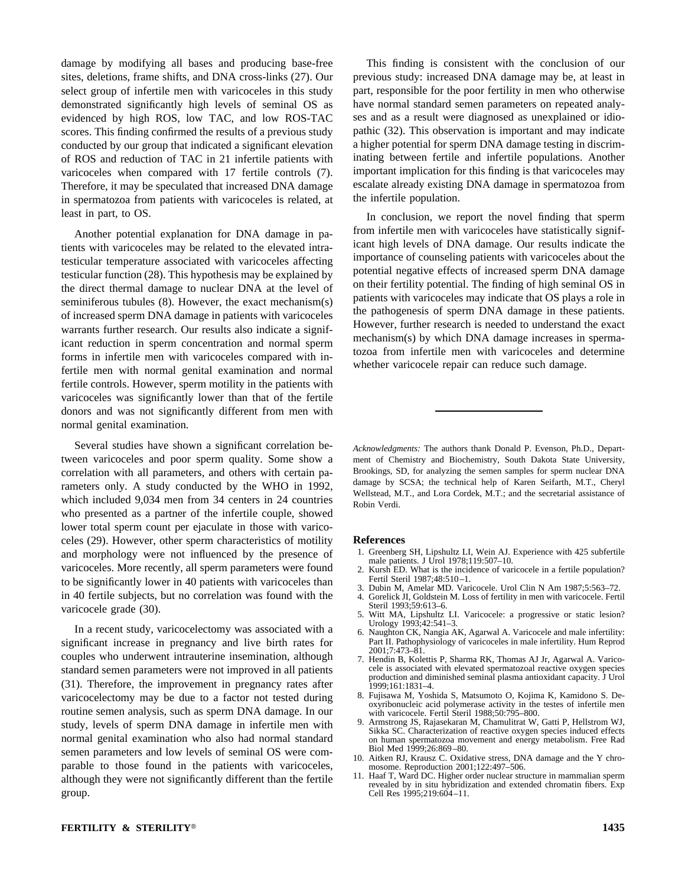damage by modifying all bases and producing base-free sites, deletions, frame shifts, and DNA cross-links (27). Our select group of infertile men with varicoceles in this study demonstrated significantly high levels of seminal OS as evidenced by high ROS, low TAC, and low ROS-TAC scores. This finding confirmed the results of a previous study conducted by our group that indicated a significant elevation of ROS and reduction of TAC in 21 infertile patients with varicoceles when compared with 17 fertile controls (7). Therefore, it may be speculated that increased DNA damage in spermatozoa from patients with varicoceles is related, at least in part, to OS.

Another potential explanation for DNA damage in patients with varicoceles may be related to the elevated intratesticular temperature associated with varicoceles affecting testicular function (28). This hypothesis may be explained by the direct thermal damage to nuclear DNA at the level of seminiferous tubules (8). However, the exact mechanism(s) of increased sperm DNA damage in patients with varicoceles warrants further research. Our results also indicate a significant reduction in sperm concentration and normal sperm forms in infertile men with varicoceles compared with infertile men with normal genital examination and normal fertile controls. However, sperm motility in the patients with varicoceles was significantly lower than that of the fertile donors and was not significantly different from men with normal genital examination.

Several studies have shown a significant correlation between varicoceles and poor sperm quality. Some show a correlation with all parameters, and others with certain parameters only. A study conducted by the WHO in 1992, which included 9,034 men from 34 centers in 24 countries who presented as a partner of the infertile couple, showed lower total sperm count per ejaculate in those with varicoceles (29). However, other sperm characteristics of motility and morphology were not influenced by the presence of varicoceles. More recently, all sperm parameters were found to be significantly lower in 40 patients with varicoceles than in 40 fertile subjects, but no correlation was found with the varicocele grade (30).

In a recent study, varicocelectomy was associated with a significant increase in pregnancy and live birth rates for couples who underwent intrauterine insemination, although standard semen parameters were not improved in all patients (31). Therefore, the improvement in pregnancy rates after varicocelectomy may be due to a factor not tested during routine semen analysis, such as sperm DNA damage. In our study, levels of sperm DNA damage in infertile men with normal genital examination who also had normal standard semen parameters and low levels of seminal OS were comparable to those found in the patients with varicoceles, although they were not significantly different than the fertile group.

This finding is consistent with the conclusion of our previous study: increased DNA damage may be, at least in part, responsible for the poor fertility in men who otherwise have normal standard semen parameters on repeated analyses and as a result were diagnosed as unexplained or idiopathic (32). This observation is important and may indicate a higher potential for sperm DNA damage testing in discriminating between fertile and infertile populations. Another important implication for this finding is that varicoceles may escalate already existing DNA damage in spermatozoa from the infertile population.

In conclusion, we report the novel finding that sperm from infertile men with varicoceles have statistically significant high levels of DNA damage. Our results indicate the importance of counseling patients with varicoceles about the potential negative effects of increased sperm DNA damage on their fertility potential. The finding of high seminal OS in patients with varicoceles may indicate that OS plays a role in the pathogenesis of sperm DNA damage in these patients. However, further research is needed to understand the exact mechanism(s) by which DNA damage increases in spermatozoa from infertile men with varicoceles and determine whether varicocele repair can reduce such damage.

---

*Acknowledgments:* The authors thank Donald P. Evenson, Ph.D., Department of Chemistry and Biochemistry, South Dakota State University, Brookings, SD, for analyzing the semen samples for sperm nuclear DNA damage by SCSA; the technical help of Karen Seifarth, M.T., Cheryl Wellstead, M.T., and Lora Cordek, M.T.; and the secretarial assistance of Robin Verdi.

## References

1. Greenberg SH, Lipshultz LI, Wein AJ. Experience with 425 subfertile male patients. J Urol 1978;119:507–10.
2. Kursh ED. What is the incidence of varicocele in a fertile population? Fertil Steril 1987;48:510–1.
3. Dubin M, Amelar MD. Varicocele. Urol Clin N Am 1987;5:563–72.
4. Gorelick JI, Goldstein M. Loss of fertility in men with varicocele. Fertil Steril 1993;59:613–6.
5. Witt MA, Lipshultz LI. Varicocele: a progressive or static lesion? Urology 1993;42:541–3.
6. Naughton CK, Nangia AK, Agarwal A. Varicocele and male infertility: Part II. Pathophysiology of varicoceles in male infertility. Hum Reprod 2001;7:473–81.
7. Hendin B, Kolettis P, Sharma RK, Thomas AJ Jr, Agarwal A. Varicocele is associated with elevated spermatozoal reactive oxygen species production and diminished seminal plasma antioxidant capacity. J Urol 1999;161:1831–4.
8. Fujisawa M, Yoshida S, Matsumoto O, Kojima K, Kamidono S. Deoxyribonucleic acid polymerase activity in the testes of infertile men with varicocele. Fertil Steril 1988;50:795–800.
9. Armstrong JS, Rajasekaran M, Chamulitrat W, Gatti P, Hellstrom WJ, Sikka SC. Characterization of reactive oxygen species induced effects on human spermatozoa movement and energy metabolism. Free Rad Biol Med 1999;26:869–80.
10. Aitken RJ, Krausz C. Oxidative stress, DNA damage and the Y chromosome. Reproduction 2001;122:497–506.
11. Haaf T, Ward DC. Higher order nuclear structure in mammalian sperm revealed by in situ hybridization and extended chromatin fibers. Exp Cell Res 1995;219:604–11.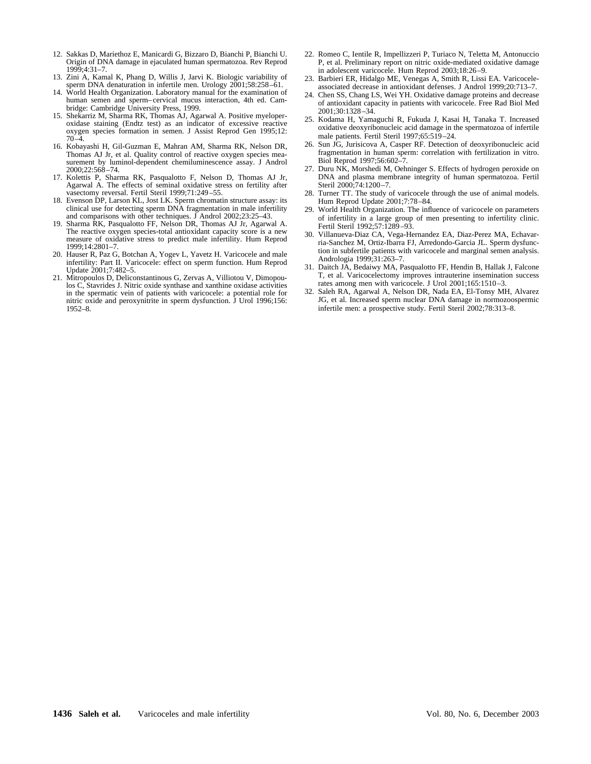12. Sakkas D, Mariethoz E, Manicardi G, Bizzaro D, Bianchi P, Bianchi U. Origin of DNA damage in ejaculated human spermatozoa. Rev Reprod 1999;4:31–7.
13. Zini A, Kamal K, Phang D, Willis J, Jarvi K. Biologic variability of sperm DNA denaturation in infertile men. Urology 2001;58:258–61.
14. World Health Organization. Laboratory manual for the examination of human semen and sperm–cervical mucus interaction, 4th ed. Cambridge: Cambridge University Press, 1999.
15. Shekarriz M, Sharma RK, Thomas AJ, Agarwal A. Positive myeloperoxidase staining (Endtz test) as an indicator of excessive reactive oxygen species formation in semen. J Assist Reprod Gen 1995;12:70–4.
16. Kobayashi H, Gil-Guzman E, Mahran AM, Sharma RK, Nelson DR, Thomas AJ Jr, et al. Quality control of reactive oxygen species measurement by luminol-dependent chemiluminescence assay. J Androl 2000;22:568–74.
17. Kolettis P, Sharma RK, Pasqualotto F, Nelson D, Thomas AJ Jr, Agarwal A. The effects of seminal oxidative stress on fertility after vasectomy reversal. Fertil Steril 1999;71:249–55.
18. Evenson DP, Larson KL, Jost LK. Sperm chromatin structure assay: its clinical use for detecting sperm DNA fragmentation in male infertility and comparisons with other techniques. J Androl 2002;23:25–43.
19. Sharma RK, Pasqualotto FF, Nelson DR, Thomas AJ Jr, Agarwal A. The reactive oxygen species-total antioxidant capacity score is a new measure of oxidative stress to predict male infertility. Hum Reprod 1999;14:2801–7.
20. Hauser R, Paz G, Botchan A, Yogev L, Yavetz H. Varicocele and male infertility: Part II. Varicocele: effect on sperm function. Hum Reprod Update 2001;7:482–5.
21. Mitropoulos D, Deliconstantinous G, Zervas A, Villiotou V, Dimopoulos C, Stavrides J. Nitric oxide synthase and xanthine oxidase activities in the spermatic vein of patients with varicocele: a potential role for nitric oxide and peroxynitrite in sperm dysfunction. J Urol 1996;156:1952–8.
22. Romeo C, Ientile R, Impellizzeri P, Turiaco N, Teletta M, Antonuccio P, et al. Preliminary report on nitric oxide-mediated oxidative damage in adolescent varicocele. Hum Reprod 2003;18:26–9.
23. Barbieri ER, Hidalgo ME, Venegas A, Smith R, Lissi EA. Varicocele-associated decrease in antioxidant defenses. J Androl 1999;20:713–7.
24. Chen SS, Chang LS, Wei YH. Oxidative damage proteins and decrease of antioxidant capacity in patients with varicocele. Free Rad Biol Med 2001;30:1328–34.
25. Kodama H, Yamaguchi R, Fukuda J, Kasai H, Tanaka T. Increased oxidative deoxyribonucleic acid damage in the spermatozoa of infertile male patients. Fertil Steril 1997;65:519–24.
26. Sun JG, Jurisicova A, Casper RF. Detection of deoxyribonucleic acid fragmentation in human sperm: correlation with fertilization in vitro. Biol Reprod 1997;56:602–7.
27. Duru NK, Morshedi M, Oehninger S. Effects of hydrogen peroxide on DNA and plasma membrane integrity of human spermatozoa. Fertil Steril 2000;74:1200–7.
28. Turner TT. The study of varicocele through the use of animal models. Hum Reprod Update 2001;7:78–84.
29. World Health Organization. The influence of varicocele on parameters of infertility in a large group of men presenting to infertility clinic. Fertil Steril 1992;57:1289–93.
30. Villanueva-Diaz CA, Vega-Hernandez EA, Diaz-Perez MA, Echavarria-Sanchez M, Ortiz-Ibarra FJ, Arredondo-Garcia JL. Sperm dysfunction in subfertile patients with varicocele and marginal semen analysis. Andrologia 1999;31:263–7.
31. Daitch JA, Bedaiwy MA, Pasqualotto FF, Hendin B, Hallak J, Falcone T, et al. Varicocelectomy improves intrauterine insemination success rates among men with varicocele. J Urol 2001;165:1510–3.
32. Saleh RA, Agarwal A, Nelson DR, Nada EA, El-Tonsy MH, Alvarez JG, et al. Increased sperm nuclear DNA damage in normozoospermic infertile men: a prospective study. Fertil Steril 2002;78:313–8.